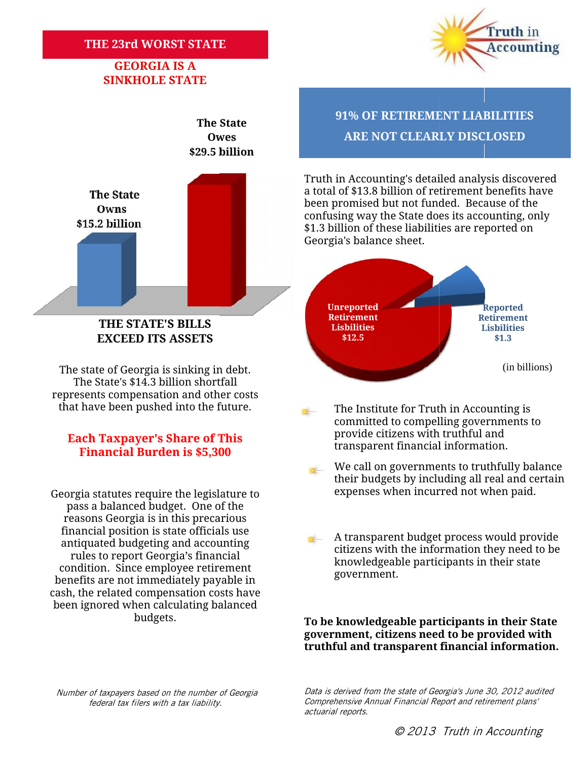## THE 23rd WORST STATE

### GEORGIA IS A SINKHOLE STATE

The State Owes $29.5 billion

The State Owns $15.2 billion

**THE STATE'S BILLS EXCEED ITS ASSETS**

The state of Georgia is sinking in debt. The State's $14.3 billion shortfall represents compensation and other costs that have been pushed into the future.

**Each Taxpayer's Share of This Financial Burden is $5,300**

Georgia statutes require the legislature to pass a balanced budget. One of the reasons Georgia is in this precarious financial position is state officials use antiquated budgeting and accounting rules to report Georgia's financial condition. Since employee retirement benefits are not immediately payable in cash, the related compensation costs have been ignored when calculating balanced budgets.

*Number of taxpayers based on the number of Georgia federal tax filers with a tax liability.*

Truth in Accounting

## 91% OF RETIREMENT LIABILITIES ARE NOT CLEARLY DISCLOSED

Truth in Accounting's detailed analysis discovered a total of $13.8 billion of retirement benefits have been promised but not funded. Because of the confusing way the State does its accounting, only $1.3 billion of these liabilities are reported on Georgia's balance sheet.

Unreported Retirement Lisbilities $12.5

Reported Retirement Lisbilities $1.3

(in billions)

- The Institute for Truth in Accounting is committed to compelling governments to provide citizens with truthful and transparent financial information.
- We call on governments to truthfully balance their budgets by including all real and certain expenses when incurred not when paid.
- A transparent budget process would provide citizens with the information they need to be knowledgeable participants in their state government.

**To be knowledgeable participants in their State government, citizens need to be provided with truthful and transparent financial information.**

*Data is derived from the state of Georgia's June 30, 2012 audited Comprehensive Annual Financial Report and retirement plans' actuarial reports.*

*© 2013 Truth in Accounting*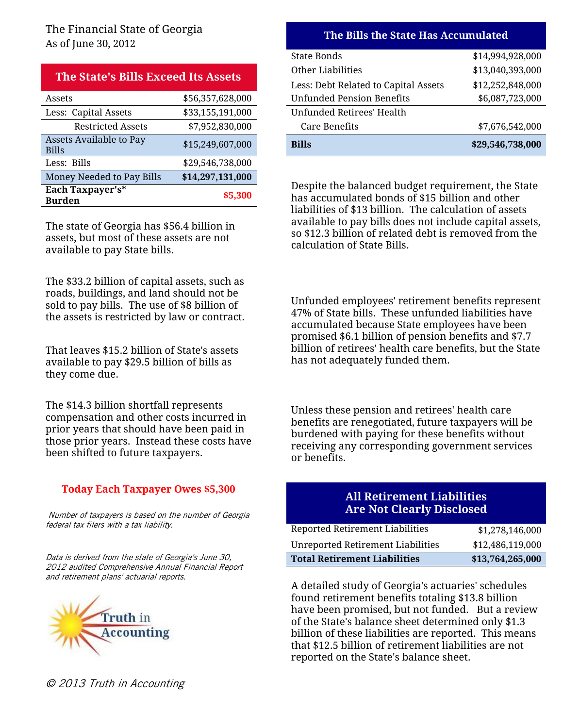# The Financial State of Georgia
As of June 30, 2012

## The State's Bills Exceed Its Assets

| | |
|---|---|
| Assets | $56,357,628,000 |
| Less: Capital Assets | $33,155,191,000 |
| Restricted Assets | $7,952,830,000 |
| Assets Available to Pay Bills | $15,249,607,000 |
| Less: Bills | $29,546,738,000 |
| Money Needed to Pay Bills | **$14,297,131,000** |
| **Each Taxpayer's* Burden** | **$5,300** |

The state of Georgia has $56.4 billion in assets, but most of these assets are not available to pay State bills.

The $33.2 billion of capital assets, such as roads, buildings, and land should not be sold to pay bills. The use of $8 billion of the assets is restricted by law or contract.

That leaves $15.2 billion of State's assets available to pay $29.5 billion of bills as they come due.

The $14.3 billion shortfall represents compensation and other costs incurred in prior years that should have been paid in those prior years. Instead these costs have been shifted to future taxpayers.

**Today Each Taxpayer Owes $5,300**

*Number of taxpayers is based on the number of Georgia federal tax filers with a tax liability.*

*Data is derived from the state of Georgia's June 30, 2012 audited Comprehensive Annual Financial Report and retirement plans' actuarial reports.*

Truth in Accounting

## The Bills the State Has Accumulated

| | |
|---|---|
| State Bonds | $14,994,928,000 |
| Other Liabilities | $13,040,393,000 |
| Less: Debt Related to Capital Assets | $12,252,848,000 |
| Unfunded Pension Benefits | $6,087,723,000 |
| Unfunded Retirees' Health Care Benefits | $7,676,542,000 |
| **Bills** | **$29,546,738,000** |

Despite the balanced budget requirement, the State has accumulated bonds of $15 billion and other liabilities of $13 billion. The calculation of assets available to pay bills does not include capital assets, so $12.3 billion of related debt is removed from the calculation of State Bills.

Unfunded employees' retirement benefits represent 47% of State bills. These unfunded liabilities have accumulated because State employees have been promised $6.1 billion of pension benefits and $7.7 billion of retirees' health care benefits, but the State has not adequately funded them.

Unless these pension and retirees' health care benefits are renegotiated, future taxpayers will be burdened with paying for these benefits without receiving any corresponding government services or benefits.

## All Retirement Liabilities Are Not Clearly Disclosed

| | |
|---|---|
| Reported Retirement Liabilities | $1,278,146,000 |
| Unreported Retirement Liabilities | $12,486,119,000 |
| **Total Retirement Liabilities** | **$13,764,265,000** |

A detailed study of Georgia's actuaries' schedules found retirement benefits totaling $13.8 billion have been promised, but not funded. But a review of the State's balance sheet determined only $1.3 billion of these liabilities are reported. This means that $12.5 billion of retirement liabilities are not reported on the State's balance sheet.

*© 2013 Truth in Accounting*